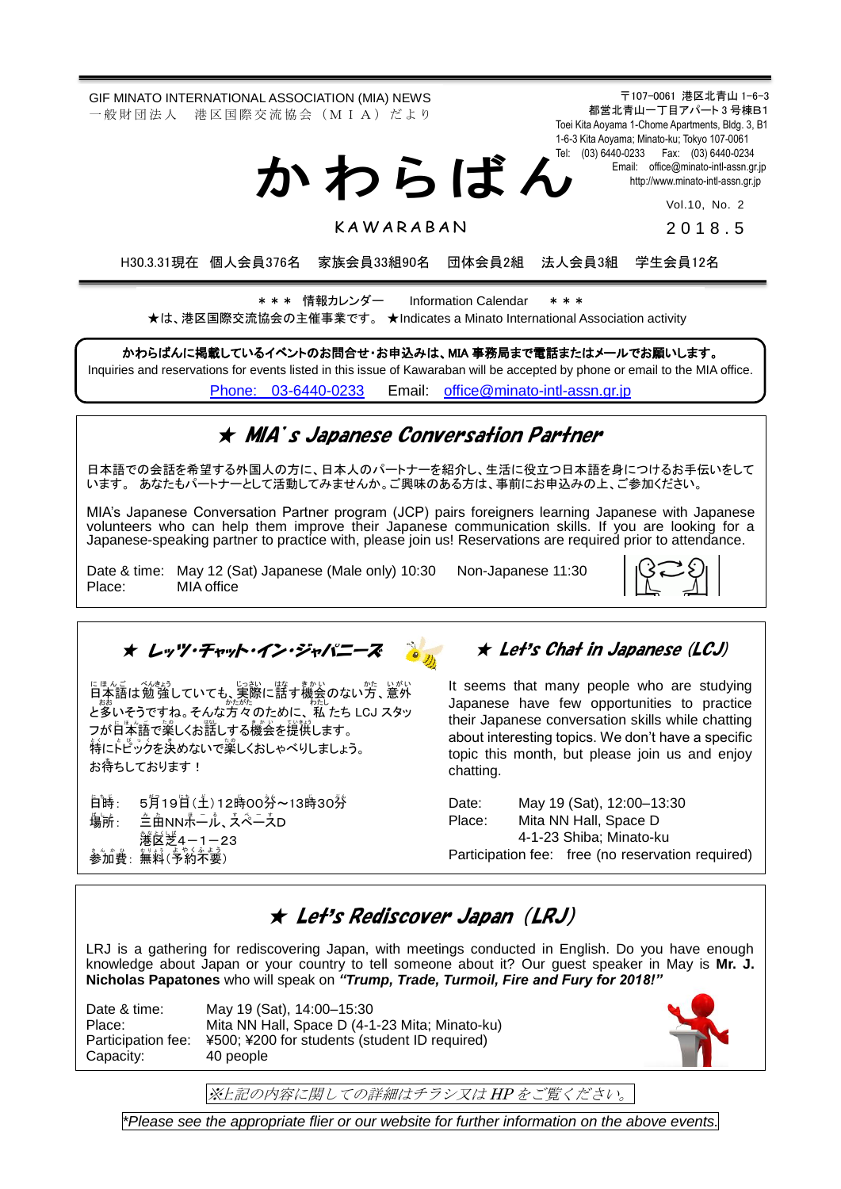GIF MINATO INTERNATIONAL ASSOCIATION (MIA) NEWS
一般財団法人　港区国際交流協会（ＭＩＡ）だより

〒107-0061 港区北青山 1-6-3
都営北青山一丁目アパート３号棟B1
Toei Kita Aoyama 1-Chome Apartments, Bldg. 3, B1
1-6-3 Kita Aoyama; Minato-ku; Tokyo 107-0061
Tel: (03) 6440-0233　Fax: (03) 6440-0234
Email: office@minato-intl-assn.gr.jp
http://www.minato-intl-assn.gr.jp

# かわらばん

KAWARABAN

Vol.10, No. 2
2018.5

H30.3.31現在　個人会員376名　家族会員33組90名　団体会員2組　法人会員3組　学生会員12名

＊＊＊ 情報カレンダー　Information Calendar　＊＊＊
★は、港区国際交流協会の主催事業です。 ★Indicates a Minato International Association activity

**かわらばんに掲載しているイベントのお問合せ・お申込みは、MIA 事務局まで電話またはメールでお願いします。**
Inquiries and reservations for events listed in this issue of Kawaraban will be accepted by phone or email to the MIA office.
Phone: 03-6440-0233　Email: office@minato-intl-assn.gr.jp

## ★ MIA's Japanese Conversation Partner

日本語での会話を希望する外国人の方に、日本人のパートナーを紹介し、生活に役立つ日本語を身につけるお手伝いをしています。 あなたもパートナーとして活動してみませんか。ご興味のある方は、事前にお申込みの上、ご参加ください。

MIA's Japanese Conversation Partner program (JCP) pairs foreigners learning Japanese with Japanese volunteers who can help them improve their Japanese communication skills. If you are looking for a Japanese-speaking partner to practice with, please join us! Reservations are required prior to attendance.

Date & time: May 12 (Sat) Japanese (Male only) 10:30　Non-Japanese 11:30
Place: MIA office

## ★ レッツ・チャット・イン・ジャパニーズ

日本語は勉強していても、実際に話す機会のない方、意外と多いそうですね。そんな方々のために、私たち LCJ スタッフが日本語で楽しくお話しする機会を提供します。
特にトピックを決めないで楽しくおしゃべりしましょう。
お待ちしております！

日時: 5月19日(土)12時00分～13時30分
場所: 三田NNホール、スペースD
港区芝4−1−23
参加費: 無料(予約不要)

## ★ Let's Chat in Japanese (LCJ)

It seems that many people who are studying Japanese have few opportunities to practice their Japanese conversation skills while chatting about interesting topics. We don't have a specific topic this month, but please join us and enjoy chatting.

Date: May 19 (Sat), 12:00–13:30
Place: Mita NN Hall, Space D
4-1-23 Shiba; Minato-ku
Participation fee: free (no reservation required)

## ★ Let's Rediscover Japan (LRJ)

LRJ is a gathering for rediscovering Japan, with meetings conducted in English. Do you have enough knowledge about Japan or your country to tell someone about it? Our guest speaker in May is **Mr. J. Nicholas Papatones** who will speak on ***"Trump, Trade, Turmoil, Fire and Fury for 2018!"***

Date & time: May 19 (Sat), 14:00–15:30
Place: Mita NN Hall, Space D (4-1-23 Mita; Minato-ku)
Participation fee: ¥500; ¥200 for students (student ID required)
Capacity: 40 people

*※上記の内容に関しての詳細はチラシ又はHPをご覧ください。*

**Please see the appropriate flier or our website for further information on the above events.*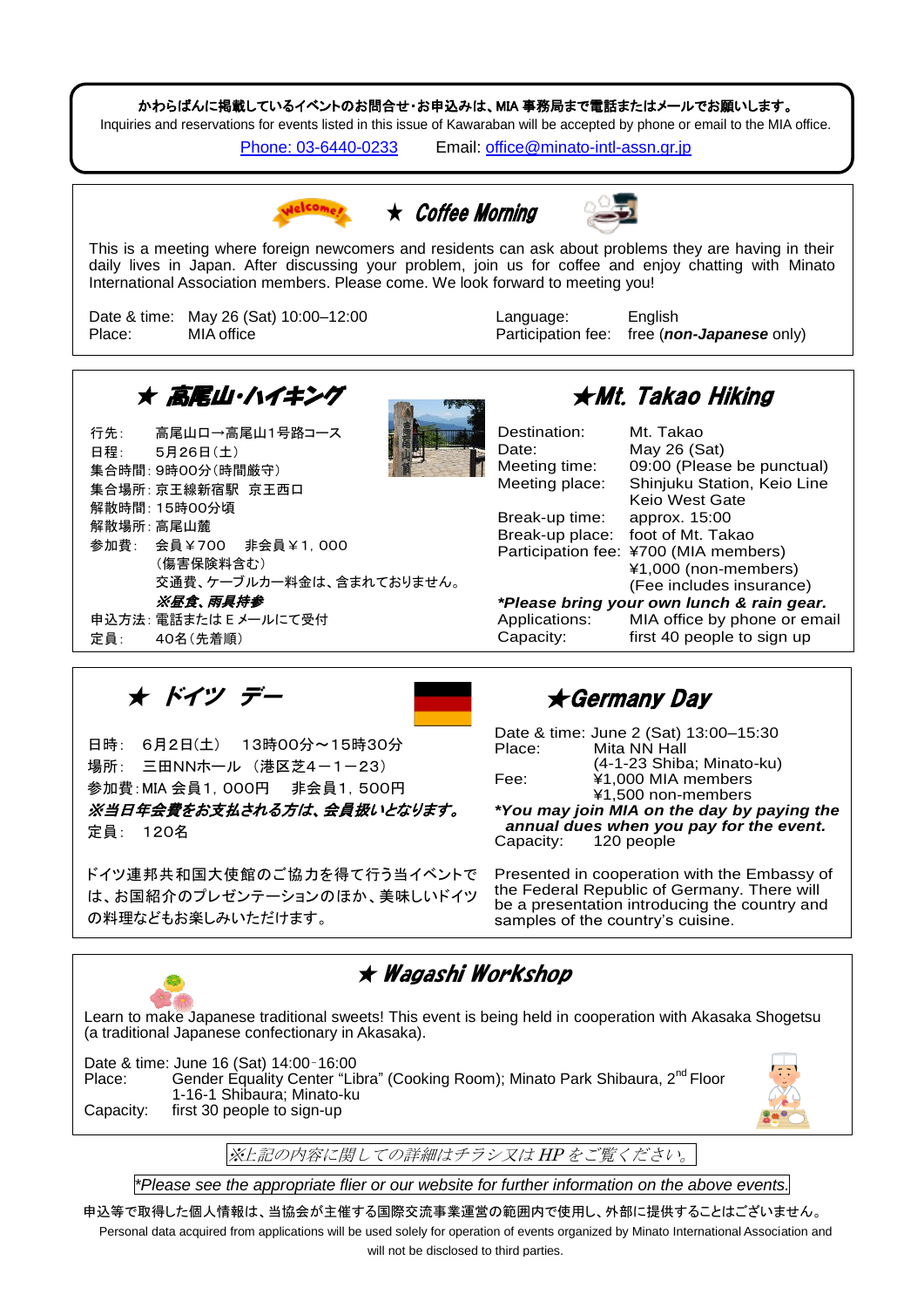**かわらばんに掲載しているイベントのお問合せ・お申込みは、MIA 事務局まで電話またはメールでお願いします。**

Inquiries and reservations for events listed in this issue of Kawaraban will be accepted by phone or email to the MIA office.

Phone: 03-6440-0233　　Email: office@minato-intl-assn.gr.jp

## ★ Coffee Morning

This is a meeting where foreign newcomers and residents can ask about problems they are having in their daily lives in Japan. After discussing your problem, join us for coffee and enjoy chatting with Minato International Association members. Please come. We look forward to meeting you!

Date & time: May 26 (Sat) 10:00–12:00
Place: MIA office
Language: English
Participation fee: free (***non-Japanese*** only)

## ★ 高尾山・ハイキング

行先：　高尾山口→高尾山1号路コース
日程：　5月26日（土）
集合時間：9時00分（時間厳守）
集合場所：京王線新宿駅　京王西口
解散時間：15時00分頃
解散場所：高尾山麓
参加費：　会員￥700　非会員￥1，000
（傷害保険料含む）
交通費、ケーブルカー料金は、含まれておりません。
***※昼食、雨具持参***
申込方法：電話またはＥメールにて受付
定員：　40名（先着順）

## ★Mt. Takao Hiking

Destination: Mt. Takao
Date: May 26 (Sat)
Meeting time: 09:00 (Please be punctual)
Meeting place: Shinjuku Station, Keio Line Keio West Gate
Break-up time: approx. 15:00
Break-up place: foot of Mt. Takao
Participation fee: ¥700 (MIA members)
¥1,000 (non-members)
(Fee includes insurance)
***\*Please bring your own lunch & rain gear.***
Applications: MIA office by phone or email
Capacity: first 40 people to sign up

## ★ ドイツ デー

日時：　6月2日(土)　13時00分～15時30分
場所：　三田NNホール （港区芝4－1－23）
参加費：MIA 会員1，000円　非会員1，500円
***※当日年会費をお支払される方は、会員扱いとなります。***
定員：　120名

ドイツ連邦共和国大使館のご協力を得て行う当イベントでは、お国紹介のプレゼンテーションのほか、美味しいドイツの料理などもお楽しみいただけます。

## ★Germany Day

Date & time: June 2 (Sat) 13:00–15:30
Place: Mita NN Hall
(4-1-23 Shiba; Minato-ku)
Fee: ¥1,000 MIA members
¥1,500 non-members
***\*You may join MIA on the day by paying the annual dues when you pay for the event.***
Capacity: 120 people

Presented in cooperation with the Embassy of the Federal Republic of Germany. There will be a presentation introducing the country and samples of the country's cuisine.

## ★ Wagashi Workshop

Learn to make Japanese traditional sweets! This event is being held in cooperation with Akasaka Shogetsu (a traditional Japanese confectionary in Akasaka).

Date & time: June 16 (Sat) 14:00‐16:00
Place: Gender Equality Center "Libra" (Cooking Room); Minato Park Shibaura, 2nd Floor
1-16-1 Shibaura; Minato-ku
Capacity: first 30 people to sign-up

*※上記の内容に関しての詳細はチラシ又は HP をご覧ください。*

*\*Please see the appropriate flier or our website for further information on the above events.*

申込等で取得した個人情報は、当協会が主催する国際交流事業運営の範囲内で使用し、外部に提供することはございません。

Personal data acquired from applications will be used solely for operation of events organized by Minato International Association and will not be disclosed to third parties.